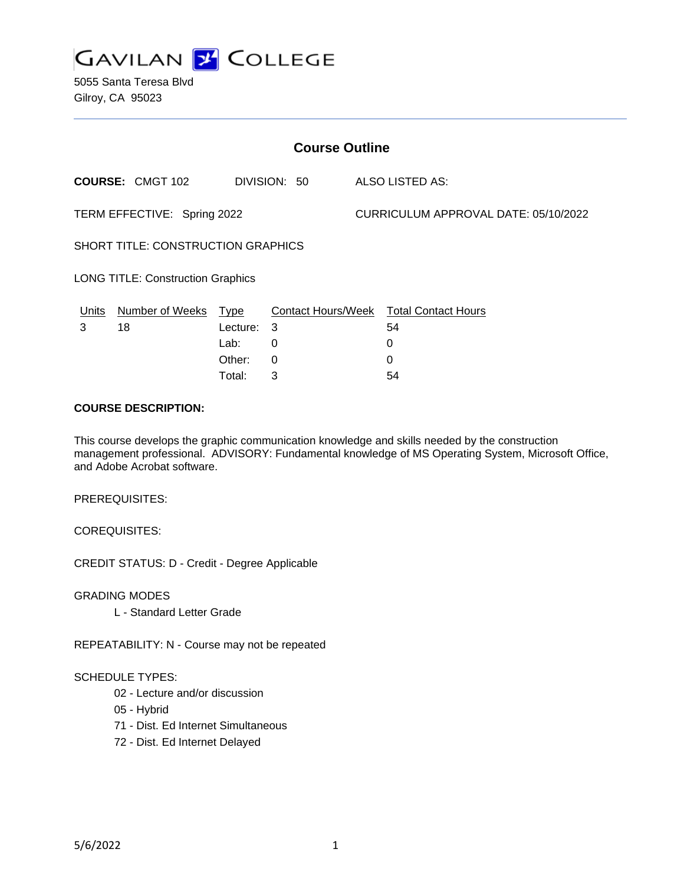# GAVILAN COLLEGE

5055 Santa Teresa Blvd
Gilroy, CA 95023

## Course Outline

**COURSE:** CMGT 102 DIVISION: 50 ALSO LISTED AS:

TERM EFFECTIVE: Spring 2022 CURRICULUM APPROVAL DATE: 05/10/2022

SHORT TITLE: CONSTRUCTION GRAPHICS

LONG TITLE: Construction Graphics

| Units | Number of Weeks | Type | Contact Hours/Week | Total Contact Hours |
|---|---|---|---|---|
| 3 | 18 | Lecture: | 3 | 54 |
| | | Lab: | 0 | 0 |
| | | Other: | 0 | 0 |
| | | Total: | 3 | 54 |

**COURSE DESCRIPTION:**

This course develops the graphic communication knowledge and skills needed by the construction management professional. ADVISORY: Fundamental knowledge of MS Operating System, Microsoft Office, and Adobe Acrobat software.

PREREQUISITES:

COREQUISITES:

CREDIT STATUS: D - Credit - Degree Applicable

GRADING MODES

- L - Standard Letter Grade

REPEATABILITY: N - Course may not be repeated

SCHEDULE TYPES:

- 02 - Lecture and/or discussion
- 05 - Hybrid
- 71 - Dist. Ed Internet Simultaneous
- 72 - Dist. Ed Internet Delayed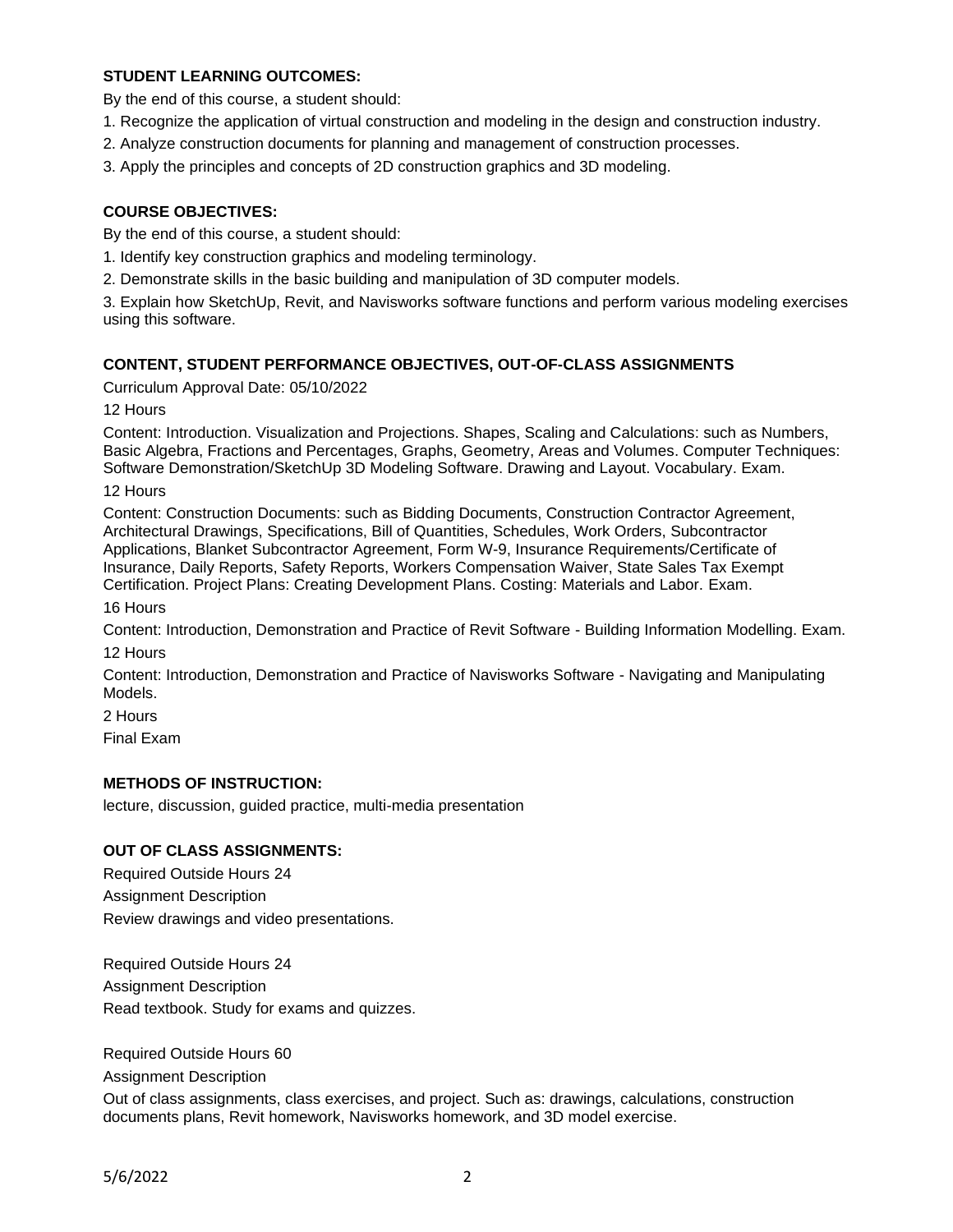## STUDENT LEARNING OUTCOMES:

By the end of this course, a student should:

1. Recognize the application of virtual construction and modeling in the design and construction industry.
2. Analyze construction documents for planning and management of construction processes.
3. Apply the principles and concepts of 2D construction graphics and 3D modeling.

## COURSE OBJECTIVES:

By the end of this course, a student should:

1. Identify key construction graphics and modeling terminology.
2. Demonstrate skills in the basic building and manipulation of 3D computer models.
3. Explain how SketchUp, Revit, and Navisworks software functions and perform various modeling exercises using this software.

## CONTENT, STUDENT PERFORMANCE OBJECTIVES, OUT-OF-CLASS ASSIGNMENTS

Curriculum Approval Date: 05/10/2022

12 Hours

Content: Introduction. Visualization and Projections. Shapes, Scaling and Calculations: such as Numbers, Basic Algebra, Fractions and Percentages, Graphs, Geometry, Areas and Volumes. Computer Techniques: Software Demonstration/SketchUp 3D Modeling Software. Drawing and Layout. Vocabulary. Exam.

12 Hours

Content: Construction Documents: such as Bidding Documents, Construction Contractor Agreement, Architectural Drawings, Specifications, Bill of Quantities, Schedules, Work Orders, Subcontractor Applications, Blanket Subcontractor Agreement, Form W-9, Insurance Requirements/Certificate of Insurance, Daily Reports, Safety Reports, Workers Compensation Waiver, State Sales Tax Exempt Certification. Project Plans: Creating Development Plans. Costing: Materials and Labor. Exam.

16 Hours

Content: Introduction, Demonstration and Practice of Revit Software - Building Information Modelling. Exam.

12 Hours

Content: Introduction, Demonstration and Practice of Navisworks Software - Navigating and Manipulating Models.

2 Hours

Final Exam

## METHODS OF INSTRUCTION:

lecture, discussion, guided practice, multi-media presentation

## OUT OF CLASS ASSIGNMENTS:

Required Outside Hours 24

Assignment Description

Review drawings and video presentations.

Required Outside Hours 24

Assignment Description

Read textbook. Study for exams and quizzes.

Required Outside Hours 60

Assignment Description

Out of class assignments, class exercises, and project. Such as: drawings, calculations, construction documents plans, Revit homework, Navisworks homework, and 3D model exercise.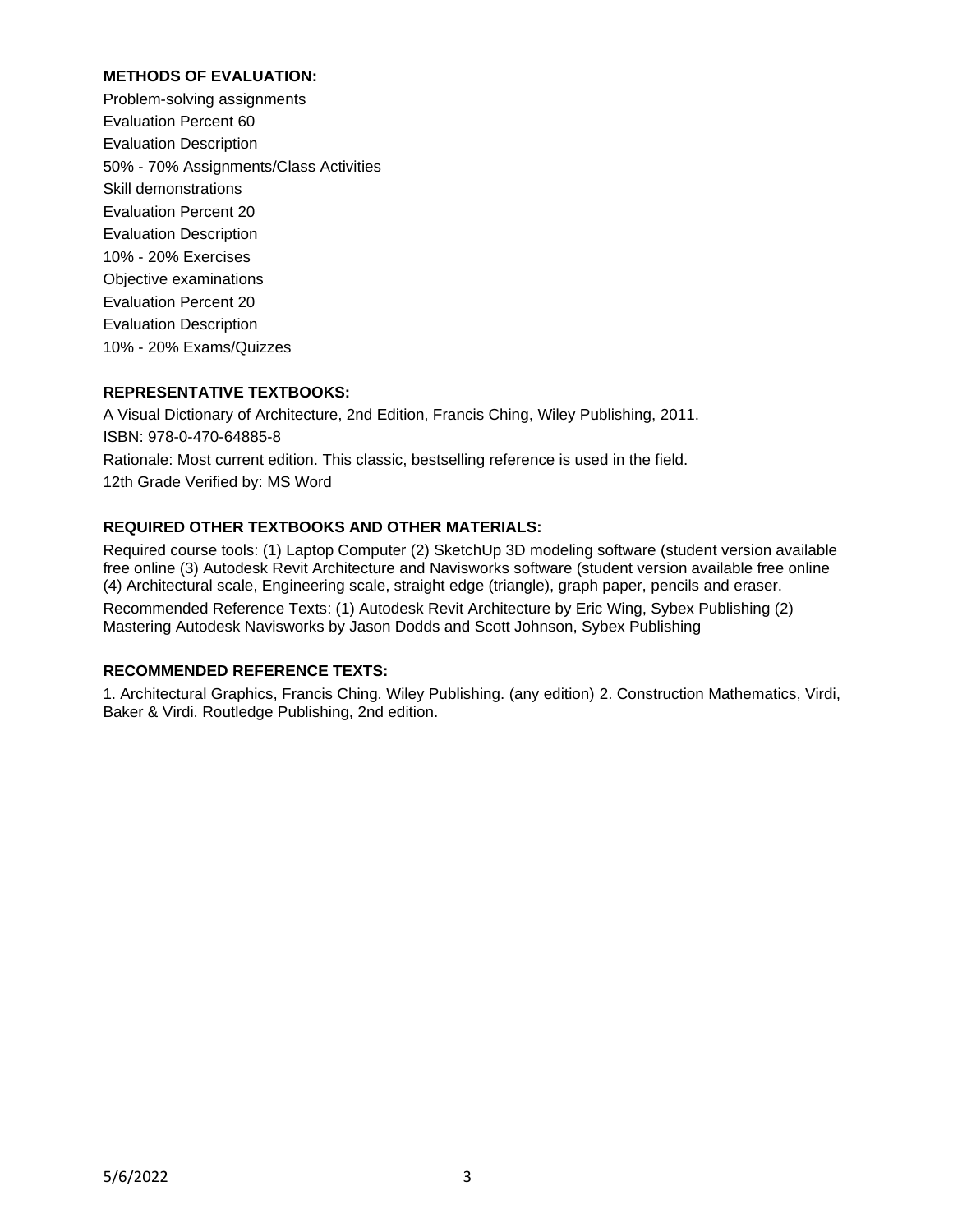**METHODS OF EVALUATION:**

Problem-solving assignments
Evaluation Percent 60
Evaluation Description
50% - 70% Assignments/Class Activities
Skill demonstrations
Evaluation Percent 20
Evaluation Description
10% - 20% Exercises
Objective examinations
Evaluation Percent 20
Evaluation Description
10% - 20% Exams/Quizzes

**REPRESENTATIVE TEXTBOOKS:**

A Visual Dictionary of Architecture, 2nd Edition, Francis Ching, Wiley Publishing, 2011.
ISBN: 978-0-470-64885-8
Rationale: Most current edition. This classic, bestselling reference is used in the field.
12th Grade Verified by: MS Word

**REQUIRED OTHER TEXTBOOKS AND OTHER MATERIALS:**

Required course tools: (1) Laptop Computer (2) SketchUp 3D modeling software (student version available free online (3) Autodesk Revit Architecture and Navisworks software (student version available free online (4) Architectural scale, Engineering scale, straight edge (triangle), graph paper, pencils and eraser.

Recommended Reference Texts: (1) Autodesk Revit Architecture by Eric Wing, Sybex Publishing (2) Mastering Autodesk Navisworks by Jason Dodds and Scott Johnson, Sybex Publishing

**RECOMMENDED REFERENCE TEXTS:**

1. Architectural Graphics, Francis Ching. Wiley Publishing. (any edition) 2. Construction Mathematics, Virdi, Baker & Virdi. Routledge Publishing, 2nd edition.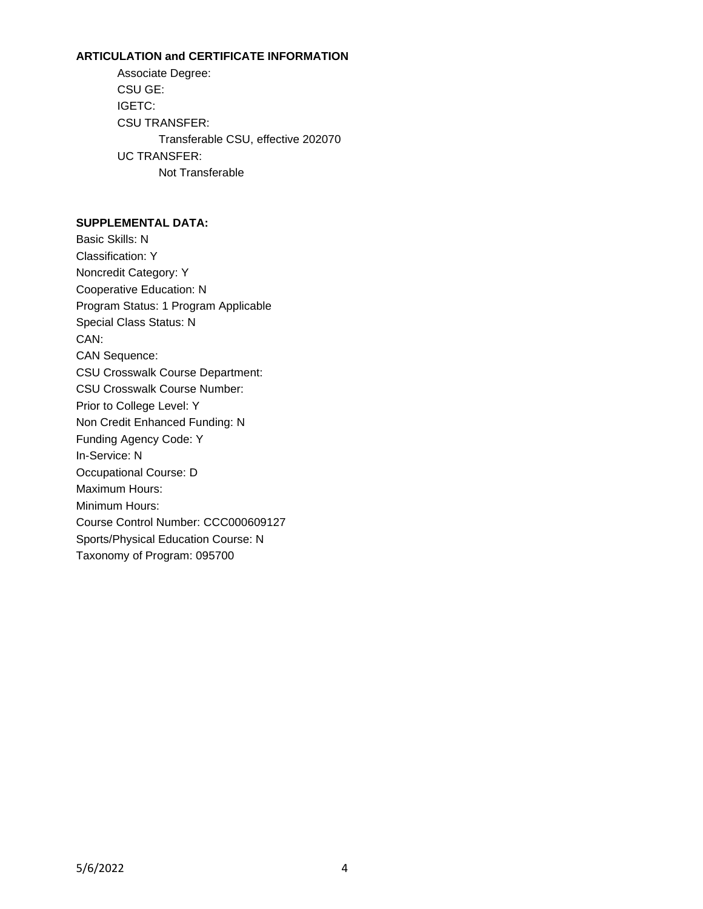**ARTICULATION and CERTIFICATE INFORMATION**

Associate Degree:

CSU GE:

IGETC:

CSU TRANSFER:

Transferable CSU, effective 202070

UC TRANSFER:

Not Transferable

**SUPPLEMENTAL DATA:**

Basic Skills: N

Classification: Y

Noncredit Category: Y

Cooperative Education: N

Program Status: 1 Program Applicable

Special Class Status: N

CAN:

CAN Sequence:

CSU Crosswalk Course Department:

CSU Crosswalk Course Number:

Prior to College Level: Y

Non Credit Enhanced Funding: N

Funding Agency Code: Y

In-Service: N

Occupational Course: D

Maximum Hours:

Minimum Hours:

Course Control Number: CCC000609127

Sports/Physical Education Course: N

Taxonomy of Program: 095700